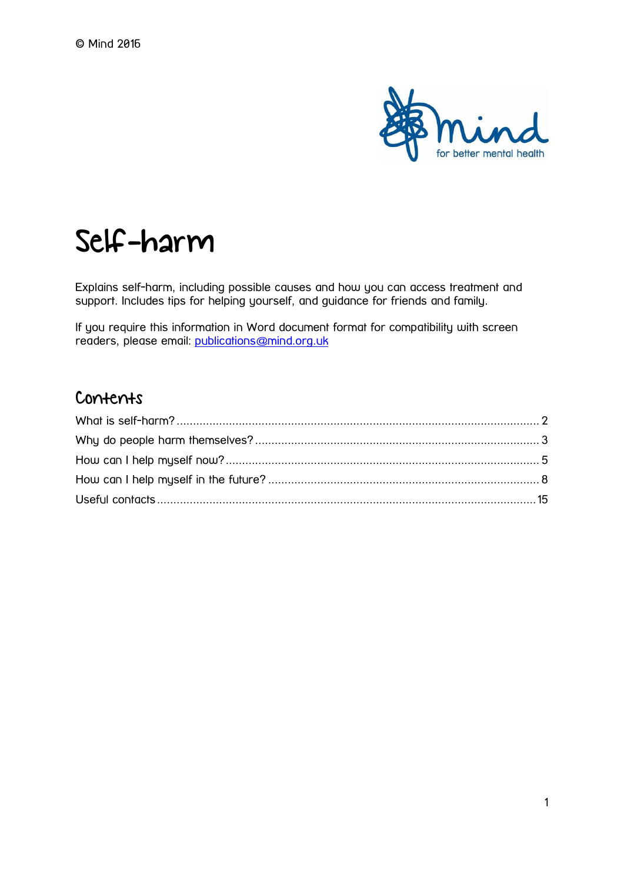© Mind 2016

# Self-harm

Explains self-harm, including possible causes and how you can access treatment and support. Includes tips for helping yourself, and guidance for friends and family.

If you require this information in Word document format for compatibility with screen readers, please email: publications@mind.org.uk

## Contents

What is self-harm? .......... 2
Why do people harm themselves? .......... 3
How can I help myself now? .......... 5
How can I help myself in the future? .......... 8
Useful contacts .......... 15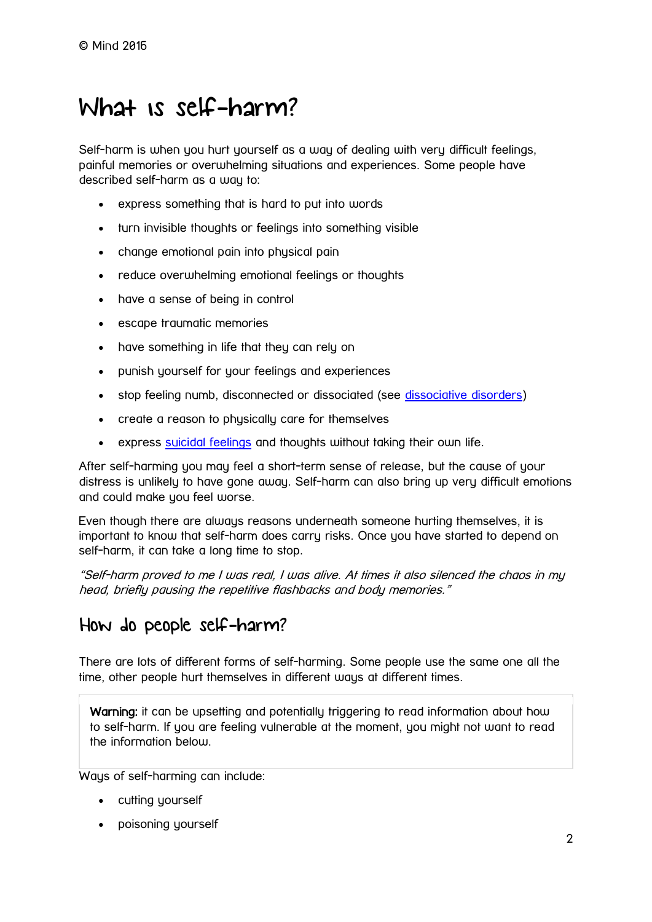© Mind 2016

# What is self-harm?

Self-harm is when you hurt yourself as a way of dealing with very difficult feelings, painful memories or overwhelming situations and experiences. Some people have described self-harm as a way to:

- express something that is hard to put into words
- turn invisible thoughts or feelings into something visible
- change emotional pain into physical pain
- reduce overwhelming emotional feelings or thoughts
- have a sense of being in control
- escape traumatic memories
- have something in life that they can rely on
- punish yourself for your feelings and experiences
- stop feeling numb, disconnected or dissociated (see [dissociative disorders](#))
- create a reason to physically care for themselves
- express [suicidal feelings](#) and thoughts without taking their own life.

After self-harming you may feel a short-term sense of release, but the cause of your distress is unlikely to have gone away. Self-harm can also bring up very difficult emotions and could make you feel worse.

Even though there are always reasons underneath someone hurting themselves, it is important to know that self-harm does carry risks. Once you have started to depend on self-harm, it can take a long time to stop.

*"Self-harm proved to me I was real, I was alive. At times it also silenced the chaos in my head, briefly pausing the repetitive flashbacks and body memories."*

## How do people self-harm?

There are lots of different forms of self-harming. Some people use the same one all the time, other people hurt themselves in different ways at different times.

> **Warning:** it can be upsetting and potentially triggering to read information about how to self-harm. If you are feeling vulnerable at the moment, you might not want to read the information below.

Ways of self-harming can include:

- cutting yourself
- poisoning yourself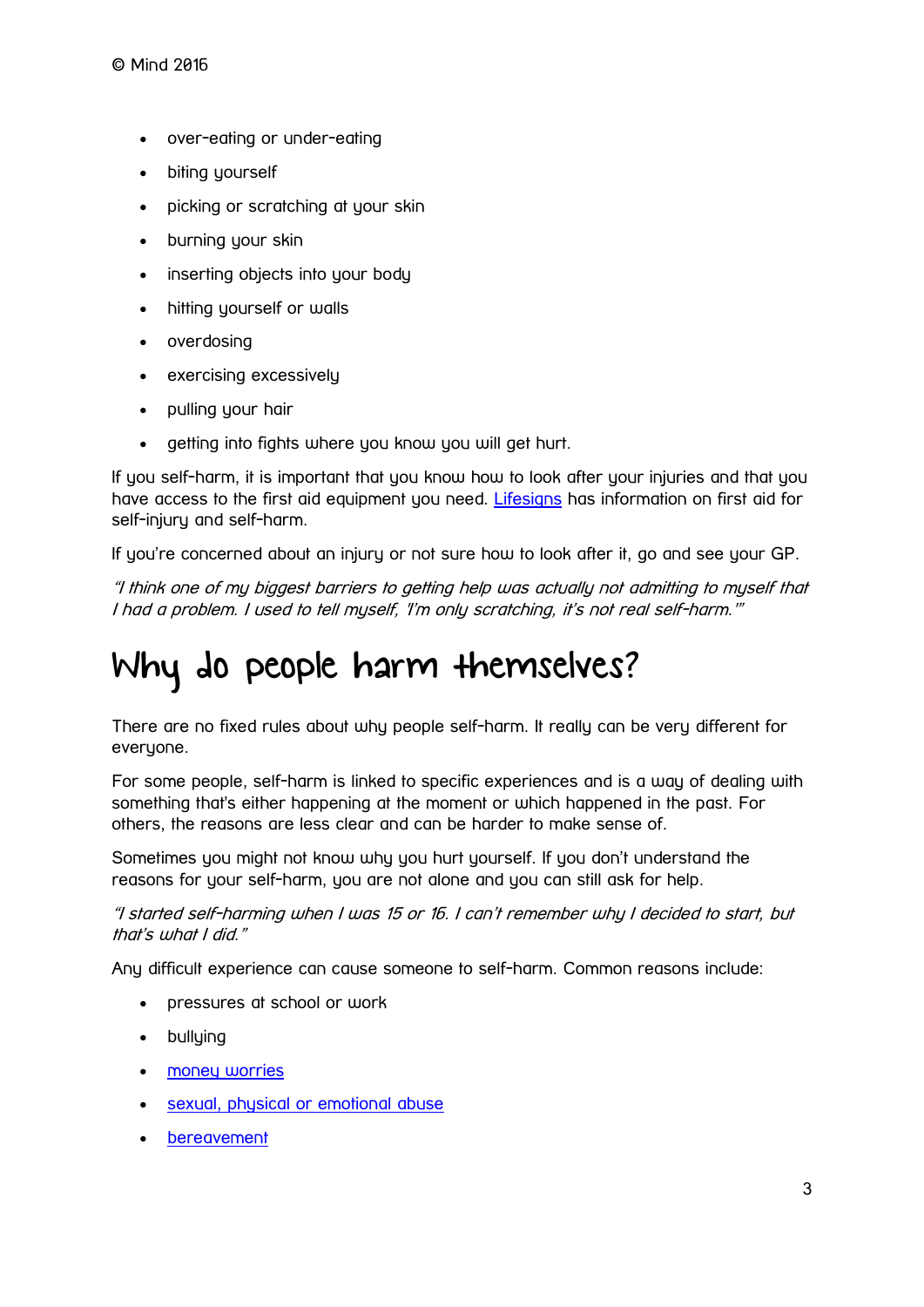- over-eating or under-eating
- biting yourself
- picking or scratching at your skin
- burning your skin
- inserting objects into your body
- hitting yourself or walls
- overdosing
- exercising excessively
- pulling your hair
- getting into fights where you know you will get hurt.

If you self-harm, it is important that you know how to look after your injuries and that you have access to the first aid equipment you need. [Lifesigns](#) has information on first aid for self-injury and self-harm.

If you're concerned about an injury or not sure how to look after it, go and see your GP.

*"I think one of my biggest barriers to getting help was actually not admitting to myself that I had a problem. I used to tell myself, 'I'm only scratching, it's not real self-harm.'"*

# Why do people harm themselves?

There are no fixed rules about why people self-harm. It really can be very different for everyone.

For some people, self-harm is linked to specific experiences and is a way of dealing with something that's either happening at the moment or which happened in the past. For others, the reasons are less clear and can be harder to make sense of.

Sometimes you might not know why you hurt yourself. If you don't understand the reasons for your self-harm, you are not alone and you can still ask for help.

*"I started self-harming when I was 15 or 16. I can't remember why I decided to start, but that's what I did."*

Any difficult experience can cause someone to self-harm. Common reasons include:

- pressures at school or work
- bullying
- [money worries](#)
- [sexual, physical or emotional abuse](#)
- [bereavement](#)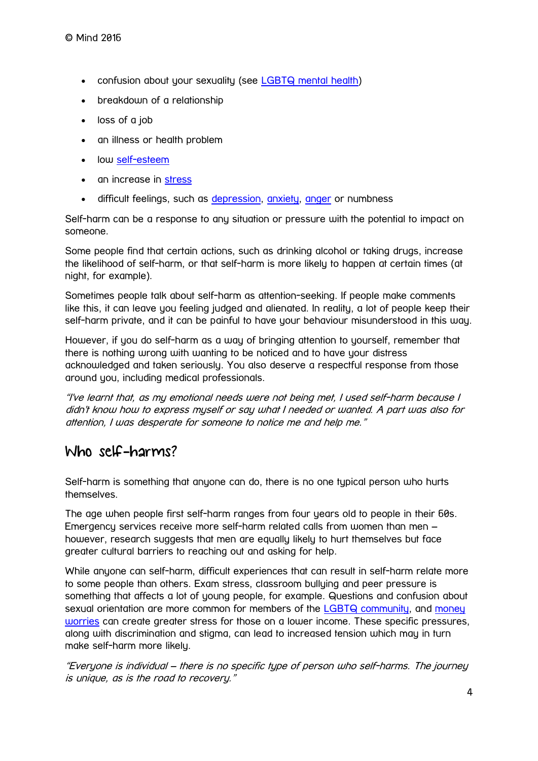- confusion about your sexuality (see [LGBTQ mental health])
- breakdown of a relationship
- loss of a job
- an illness or health problem
- low [self-esteem]
- an increase in [stress]
- difficult feelings, such as [depression], [anxiety], [anger] or numbness

Self-harm can be a response to any situation or pressure with the potential to impact on someone.

Some people find that certain actions, such as drinking alcohol or taking drugs, increase the likelihood of self-harm, or that self-harm is more likely to happen at certain times (at night, for example).

Sometimes people talk about self-harm as attention-seeking. If people make comments like this, it can leave you feeling judged and alienated. In reality, a lot of people keep their self-harm private, and it can be painful to have your behaviour misunderstood in this way.

However, if you do self-harm as a way of bringing attention to yourself, remember that there is nothing wrong with wanting to be noticed and to have your distress acknowledged and taken seriously. You also deserve a respectful response from those around you, including medical professionals.

*"I've learnt that, as my emotional needs were not being met, I used self-harm because I didn't know how to express myself or say what I needed or wanted. A part was also for attention, I was desperate for someone to notice me and help me."*

## Who self-harms?

Self-harm is something that anyone can do, there is no one typical person who hurts themselves.

The age when people first self-harm ranges from four years old to people in their 60s. Emergency services receive more self-harm related calls from women than men – however, research suggests that men are equally likely to hurt themselves but face greater cultural barriers to reaching out and asking for help.

While anyone can self-harm, difficult experiences that can result in self-harm relate more to some people than others. Exam stress, classroom bullying and peer pressure is something that affects a lot of young people, for example. Questions and confusion about sexual orientation are more common for members of the [LGBTQ community], and [money worries] can create greater stress for those on a lower income. These specific pressures, along with discrimination and stigma, can lead to increased tension which may in turn make self-harm more likely.

*"Everyone is individual – there is no specific type of person who self-harms. The journey is unique, as is the road to recovery."*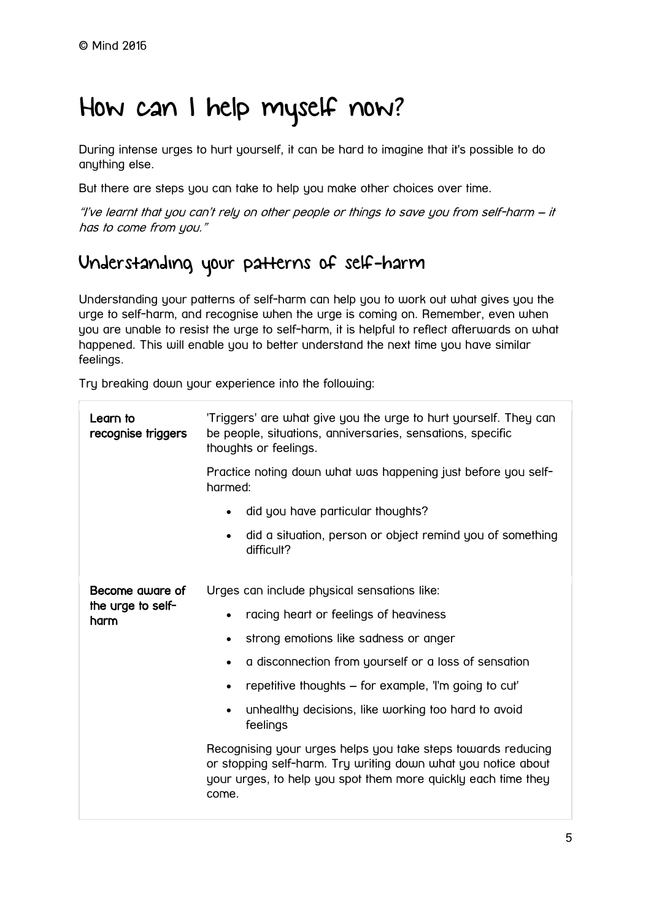© Mind 2016

# How can I help myself now?

During intense urges to hurt yourself, it can be hard to imagine that it's possible to do anything else.

But there are steps you can take to help you make other choices over time.

*"I've learnt that you can't rely on other people or things to save you from self-harm – it has to come from you."*

## Understanding your patterns of self-harm

Understanding your patterns of self-harm can help you to work out what gives you the urge to self-harm, and recognise when the urge is coming on. Remember, even when you are unable to resist the urge to self-harm, it is helpful to reflect afterwards on what happened. This will enable you to better understand the next time you have similar feelings.

Try breaking down your experience into the following:

| | |
|---|---|
| **Learn to recognise triggers** | 'Triggers' are what give you the urge to hurt yourself. They can be people, situations, anniversaries, sensations, specific thoughts or feelings.<br><br>Practice noting down what was happening just before you self-harmed:<br>• did you have particular thoughts?<br>• did a situation, person or object remind you of something difficult? |
| **Become aware of the urge to self-harm** | Urges can include physical sensations like:<br>• racing heart or feelings of heaviness<br>• strong emotions like sadness or anger<br>• a disconnection from yourself or a loss of sensation<br>• repetitive thoughts – for example, 'I'm going to cut'<br>• unhealthy decisions, like working too hard to avoid feelings<br><br>Recognising your urges helps you take steps towards reducing or stopping self-harm. Try writing down what you notice about your urges, to help you spot them more quickly each time they come. |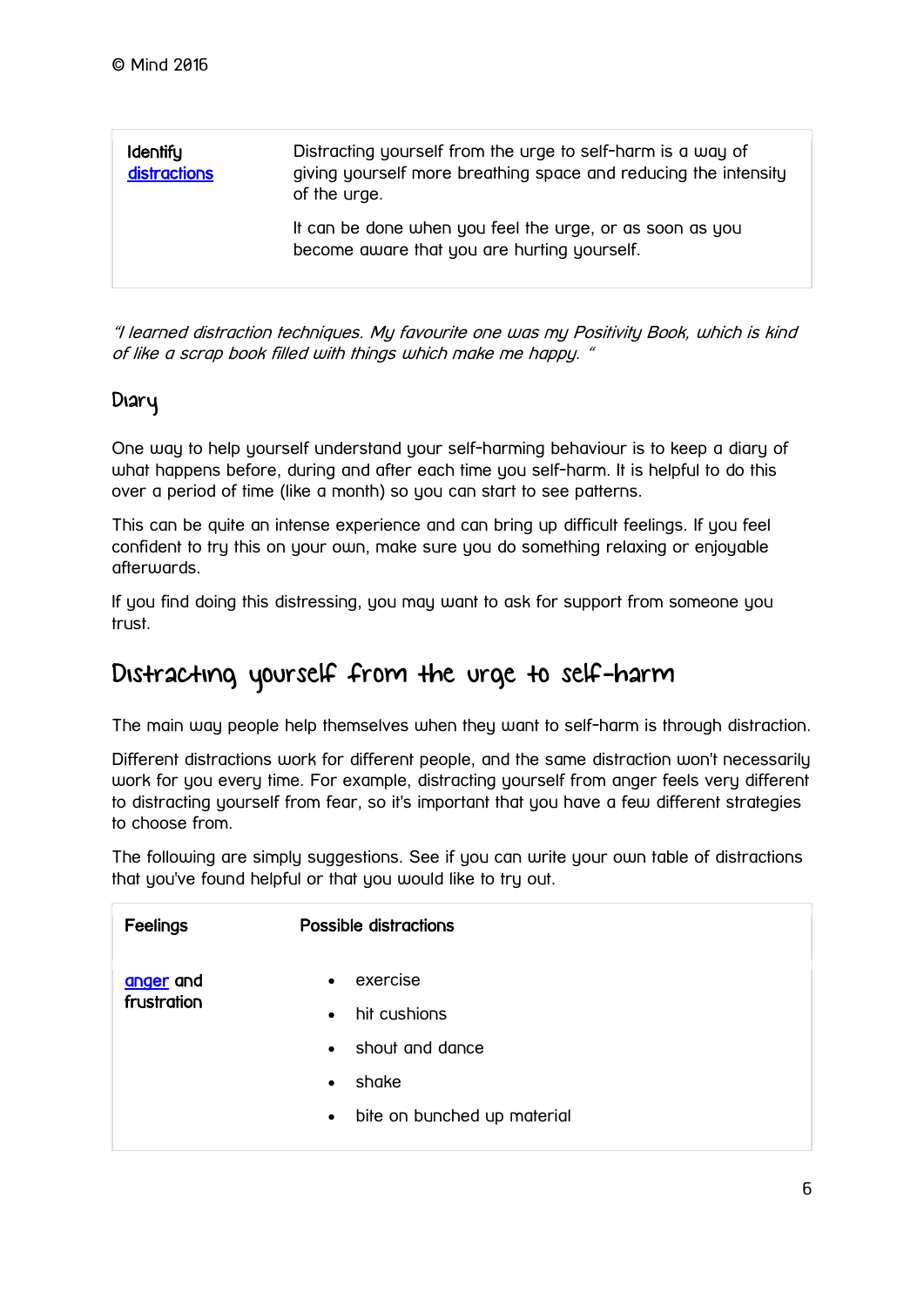© Mind 2016

| | |
|---|---|
| Identify distractions | Distracting yourself from the urge to self-harm is a way of giving yourself more breathing space and reducing the intensity of the urge.<br><br>It can be done when you feel the urge, or as soon as you become aware that you are hurting yourself. |

*"I learned distraction techniques. My favourite one was my Positivity Book, which is kind of like a scrap book filled with things which make me happy. "*

### Diary

One way to help yourself understand your self-harming behaviour is to keep a diary of what happens before, during and after each time you self-harm. It is helpful to do this over a period of time (like a month) so you can start to see patterns.

This can be quite an intense experience and can bring up difficult feelings. If you feel confident to try this on your own, make sure you do something relaxing or enjoyable afterwards.

If you find doing this distressing, you may want to ask for support from someone you trust.

## Distracting yourself from the urge to self-harm

The main way people help themselves when they want to self-harm is through distraction.

Different distractions work for different people, and the same distraction won't necessarily work for you every time. For example, distracting yourself from anger feels very different to distracting yourself from fear, so it's important that you have a few different strategies to choose from.

The following are simply suggestions. See if you can write your own table of distractions that you've found helpful or that you would like to try out.

| Feelings | Possible distractions |
|---|---|
| anger and frustration | • exercise<br>• hit cushions<br>• shout and dance<br>• shake<br>• bite on bunched up material |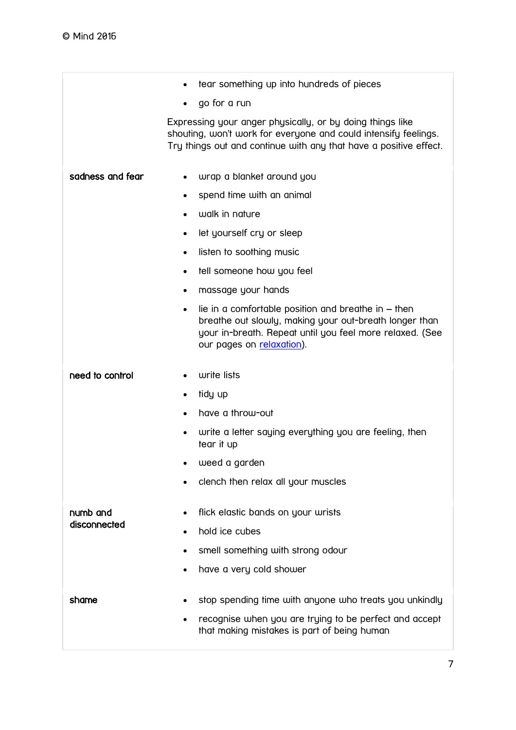| | |
|---|---|
| | • tear something up into hundreds of pieces<br>• go for a run<br><br>Expressing your anger physically, or by doing things like shouting, won't work for everyone and could intensify feelings. Try things out and continue with any that have a positive effect. |
| **sadness and fear** | • wrap a blanket around you<br>• spend time with an animal<br>• walk in nature<br>• let yourself cry or sleep<br>• listen to soothing music<br>• tell someone how you feel<br>• massage your hands<br>• lie in a comfortable position and breathe in – then breathe out slowly, making your out-breath longer than your in-breath. Repeat until you feel more relaxed. (See our pages on relaxation). |
| **need to control** | • write lists<br>• tidy up<br>• have a throw-out<br>• write a letter saying everything you are feeling, then tear it up<br>• weed a garden<br>• clench then relax all your muscles |
| **numb and disconnected** | • flick elastic bands on your wrists<br>• hold ice cubes<br>• smell something with strong odour<br>• have a very cold shower |
| **shame** | • stop spending time with anyone who treats you unkindly<br>• recognise when you are trying to be perfect and accept that making mistakes is part of being human |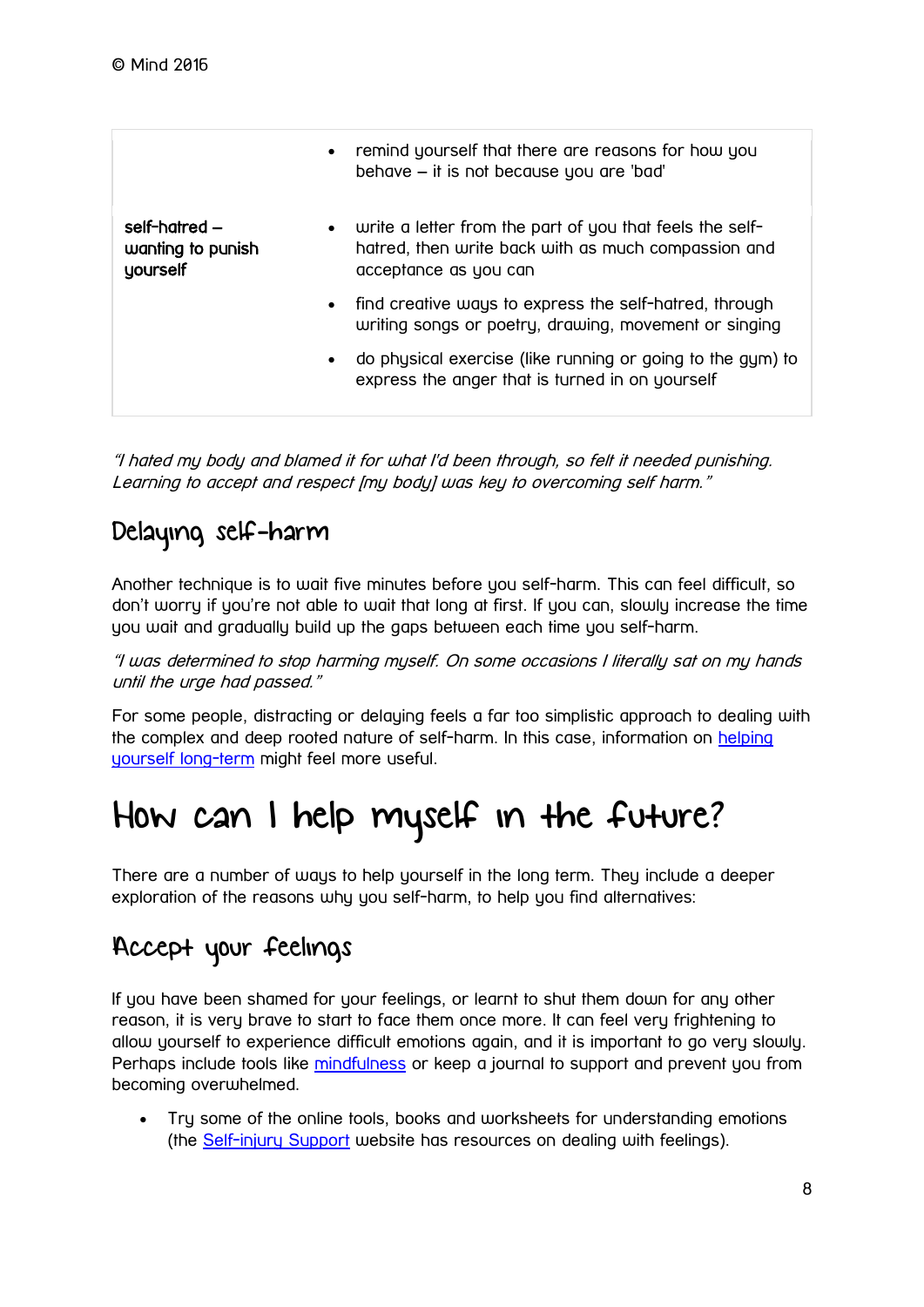|  |  |
| --- | --- |
|  | • remind yourself that there are reasons for how you behave – it is not because you are 'bad' |
| **self-hatred – wanting to punish yourself** | • write a letter from the part of you that feels the self-hatred, then write back with as much compassion and acceptance as you can<br>• find creative ways to express the self-hatred, through writing songs or poetry, drawing, movement or singing<br>• do physical exercise (like running or going to the gym) to express the anger that is turned in on yourself |

*"I hated my body and blamed it for what I'd been through, so felt it needed punishing. Learning to accept and respect [my body] was key to overcoming self harm."*

## Delaying self-harm

Another technique is to wait five minutes before you self-harm. This can feel difficult, so don't worry if you're not able to wait that long at first. If you can, slowly increase the time you wait and gradually build up the gaps between each time you self-harm.

*"I was determined to stop harming myself. On some occasions I literally sat on my hands until the urge had passed."*

For some people, distracting or delaying feels a far too simplistic approach to dealing with the complex and deep rooted nature of self-harm. In this case, information on helping yourself long-term might feel more useful.

# How can I help myself in the future?

There are a number of ways to help yourself in the long term. They include a deeper exploration of the reasons why you self-harm, to help you find alternatives:

## Accept your feelings

If you have been shamed for your feelings, or learnt to shut them down for any other reason, it is very brave to start to face them once more. It can feel very frightening to allow yourself to experience difficult emotions again, and it is important to go very slowly. Perhaps include tools like mindfulness or keep a journal to support and prevent you from becoming overwhelmed.

- Try some of the online tools, books and worksheets for understanding emotions (the Self-injury Support website has resources on dealing with feelings).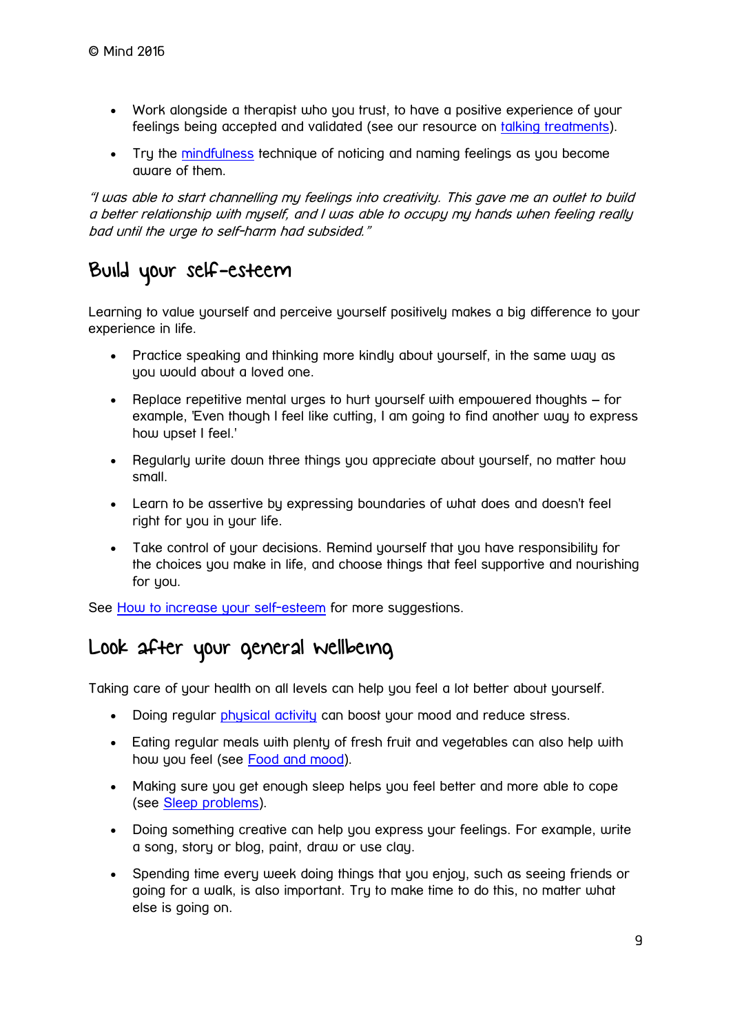- Work alongside a therapist who you trust, to have a positive experience of your feelings being accepted and validated (see our resource on [talking treatments]).
- Try the [mindfulness] technique of noticing and naming feelings as you become aware of them.

*"I was able to start channelling my feelings into creativity. This gave me an outlet to build a better relationship with myself, and I was able to occupy my hands when feeling really bad until the urge to self-harm had subsided."*

## Build your self-esteem

Learning to value yourself and perceive yourself positively makes a big difference to your experience in life.

- Practice speaking and thinking more kindly about yourself, in the same way as you would about a loved one.
- Replace repetitive mental urges to hurt yourself with empowered thoughts – for example, 'Even though I feel like cutting, I am going to find another way to express how upset I feel.'
- Regularly write down three things you appreciate about yourself, no matter how small.
- Learn to be assertive by expressing boundaries of what does and doesn't feel right for you in your life.
- Take control of your decisions. Remind yourself that you have responsibility for the choices you make in life, and choose things that feel supportive and nourishing for you.

See [How to increase your self-esteem] for more suggestions.

## Look after your general wellbeing

Taking care of your health on all levels can help you feel a lot better about yourself.

- Doing regular [physical activity] can boost your mood and reduce stress.
- Eating regular meals with plenty of fresh fruit and vegetables can also help with how you feel (see [Food and mood]).
- Making sure you get enough sleep helps you feel better and more able to cope (see [Sleep problems]).
- Doing something creative can help you express your feelings. For example, write a song, story or blog, paint, draw or use clay.
- Spending time every week doing things that you enjoy, such as seeing friends or going for a walk, is also important. Try to make time to do this, no matter what else is going on.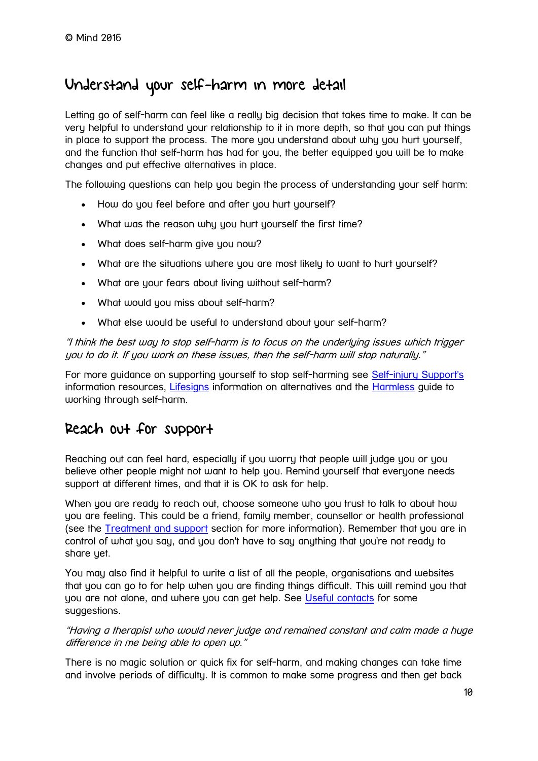© Mind 2016

## Understand your self-harm in more detail

Letting go of self-harm can feel like a really big decision that takes time to make. It can be very helpful to understand your relationship to it in more depth, so that you can put things in place to support the process. The more you understand about why you hurt yourself, and the function that self-harm has had for you, the better equipped you will be to make changes and put effective alternatives in place.

The following questions can help you begin the process of understanding your self harm:

- How do you feel before and after you hurt yourself?
- What was the reason why you hurt yourself the first time?
- What does self-harm give you now?
- What are the situations where you are most likely to want to hurt yourself?
- What are your fears about living without self-harm?
- What would you miss about self-harm?
- What else would be useful to understand about your self-harm?

*"I think the best way to stop self-harm is to focus on the underlying issues which trigger you to do it. If you work on these issues, then the self-harm will stop naturally."*

For more guidance on supporting yourself to stop self-harming see Self-injury Support's information resources, Lifesigns information on alternatives and the Harmless guide to working through self-harm.

## Reach out for support

Reaching out can feel hard, especially if you worry that people will judge you or you believe other people might not want to help you. Remind yourself that everyone needs support at different times, and that it is OK to ask for help.

When you are ready to reach out, choose someone who you trust to talk to about how you are feeling. This could be a friend, family member, counsellor or health professional (see the Treatment and support section for more information). Remember that you are in control of what you say, and you don't have to say anything that you're not ready to share yet.

You may also find it helpful to write a list of all the people, organisations and websites that you can go to for help when you are finding things difficult. This will remind you that you are not alone, and where you can get help. See Useful contacts for some suggestions.

*"Having a therapist who would never judge and remained constant and calm made a huge difference in me being able to open up."*

There is no magic solution or quick fix for self-harm, and making changes can take time and involve periods of difficulty. It is common to make some progress and then get back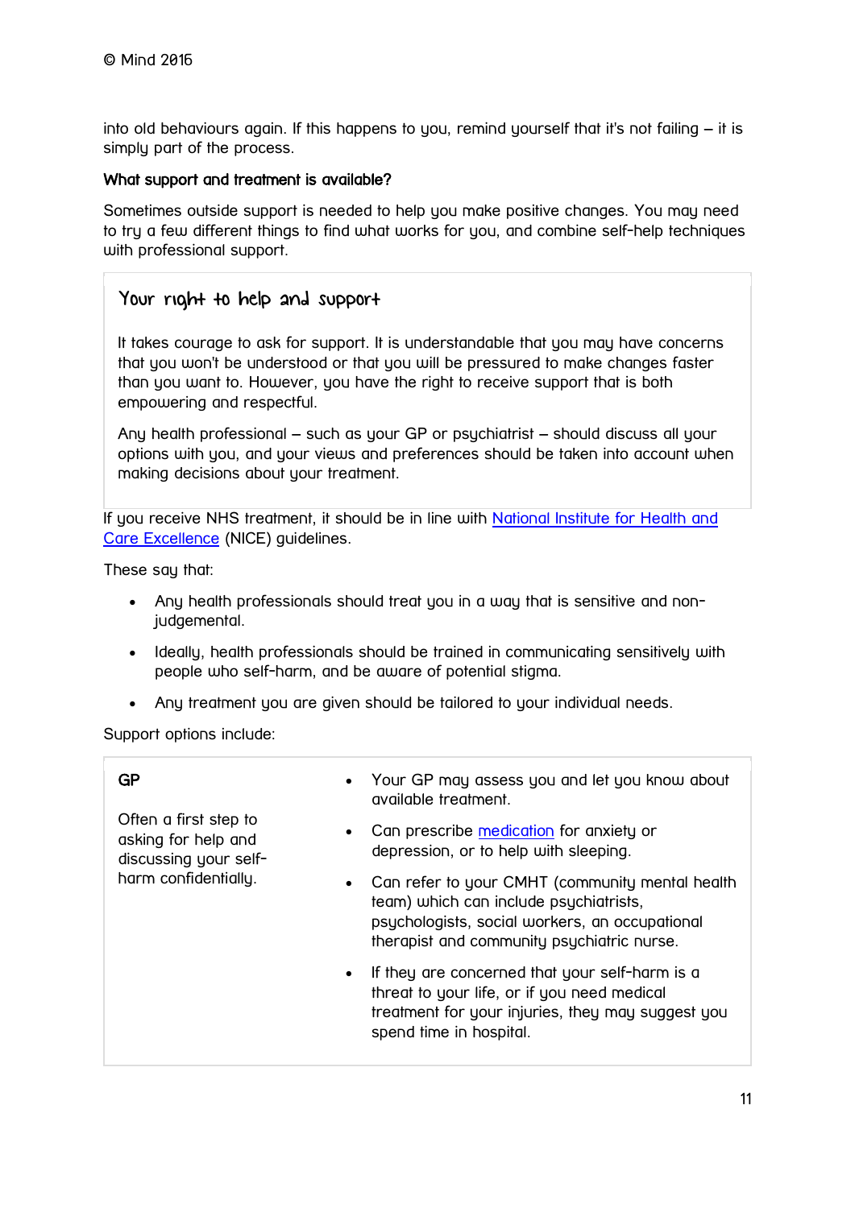into old behaviours again. If this happens to you, remind yourself that it's not failing – it is simply part of the process.

### What support and treatment is available?

Sometimes outside support is needed to help you make positive changes. You may need to try a few different things to find what works for you, and combine self-help techniques with professional support.

> ### Your right to help and support
>
> It takes courage to ask for support. It is understandable that you may have concerns that you won't be understood or that you will be pressured to make changes faster than you want to. However, you have the right to receive support that is both empowering and respectful.
>
> Any health professional – such as your GP or psychiatrist – should discuss all your options with you, and your views and preferences should be taken into account when making decisions about your treatment.

If you receive NHS treatment, it should be in line with [National Institute for Health and Care Excellence](#) (NICE) guidelines.

These say that:

- Any health professionals should treat you in a way that is sensitive and non-judgemental.
- Ideally, health professionals should be trained in communicating sensitively with people who self-harm, and be aware of potential stigma.
- Any treatment you are given should be tailored to your individual needs.

Support options include:

| **GP**<br><br>Often a first step to asking for help and discussing your self-harm confidentially. | • Your GP may assess you and let you know about available treatment.<br>• Can prescribe [medication](#) for anxiety or depression, or to help with sleeping.<br>• Can refer to your CMHT (community mental health team) which can include psychiatrists, psychologists, social workers, an occupational therapist and community psychiatric nurse.<br>• If they are concerned that your self-harm is a threat to your life, or if you need medical treatment for your injuries, they may suggest you spend time in hospital. |
|---|---|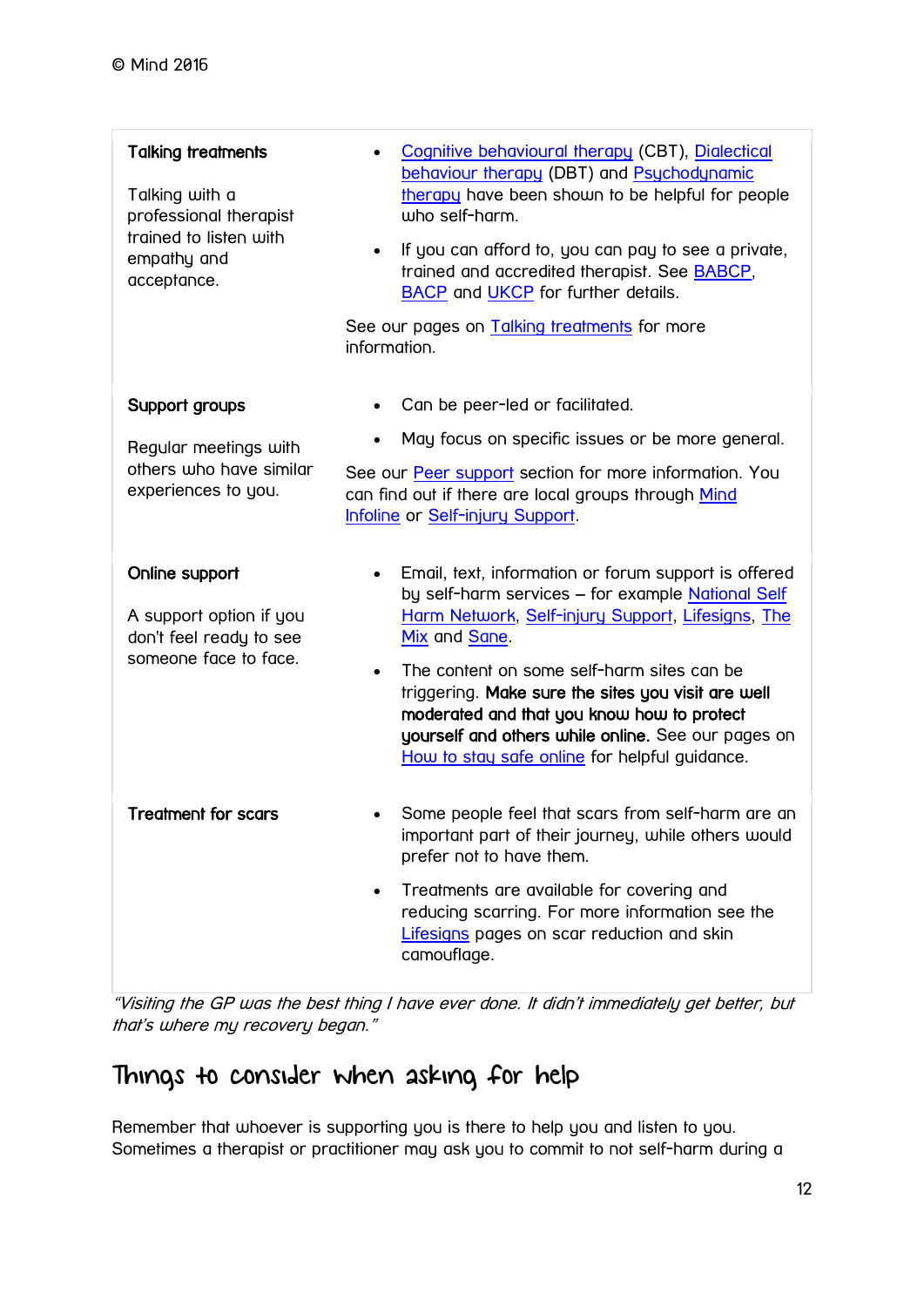| | |
|---|---|
| **Talking treatments**<br><br>Talking with a professional therapist trained to listen with empathy and acceptance. | • Cognitive behavioural therapy (CBT), Dialectical behaviour therapy (DBT) and Psychodynamic therapy have been shown to be helpful for people who self-harm.<br>• If you can afford to, you can pay to see a private, trained and accredited therapist. See BABCP, BACP and UKCP for further details.<br><br>See our pages on Talking treatments for more information. |
| **Support groups**<br><br>Regular meetings with others who have similar experiences to you. | • Can be peer-led or facilitated.<br>• May focus on specific issues or be more general.<br><br>See our Peer support section for more information. You can find out if there are local groups through Mind Infoline or Self-injury Support. |
| **Online support**<br><br>A support option if you don't feel ready to see someone face to face. | • Email, text, information or forum support is offered by self-harm services – for example National Self Harm Network, Self-injury Support, Lifesigns, The Mix and Sane.<br>• The content on some self-harm sites can be triggering. **Make sure the sites you visit are well moderated and that you know how to protect yourself and others while online.** See our pages on How to stay safe online for helpful guidance. |
| **Treatment for scars** | • Some people feel that scars from self-harm are an important part of their journey, while others would prefer not to have them.<br>• Treatments are available for covering and reducing scarring. For more information see the Lifesigns pages on scar reduction and skin camouflage. |

*"Visiting the GP was the best thing I have ever done. It didn't immediately get better, but that's where my recovery began."*

## Things to consider when asking for help

Remember that whoever is supporting you is there to help you and listen to you. Sometimes a therapist or practitioner may ask you to commit to not self-harm during a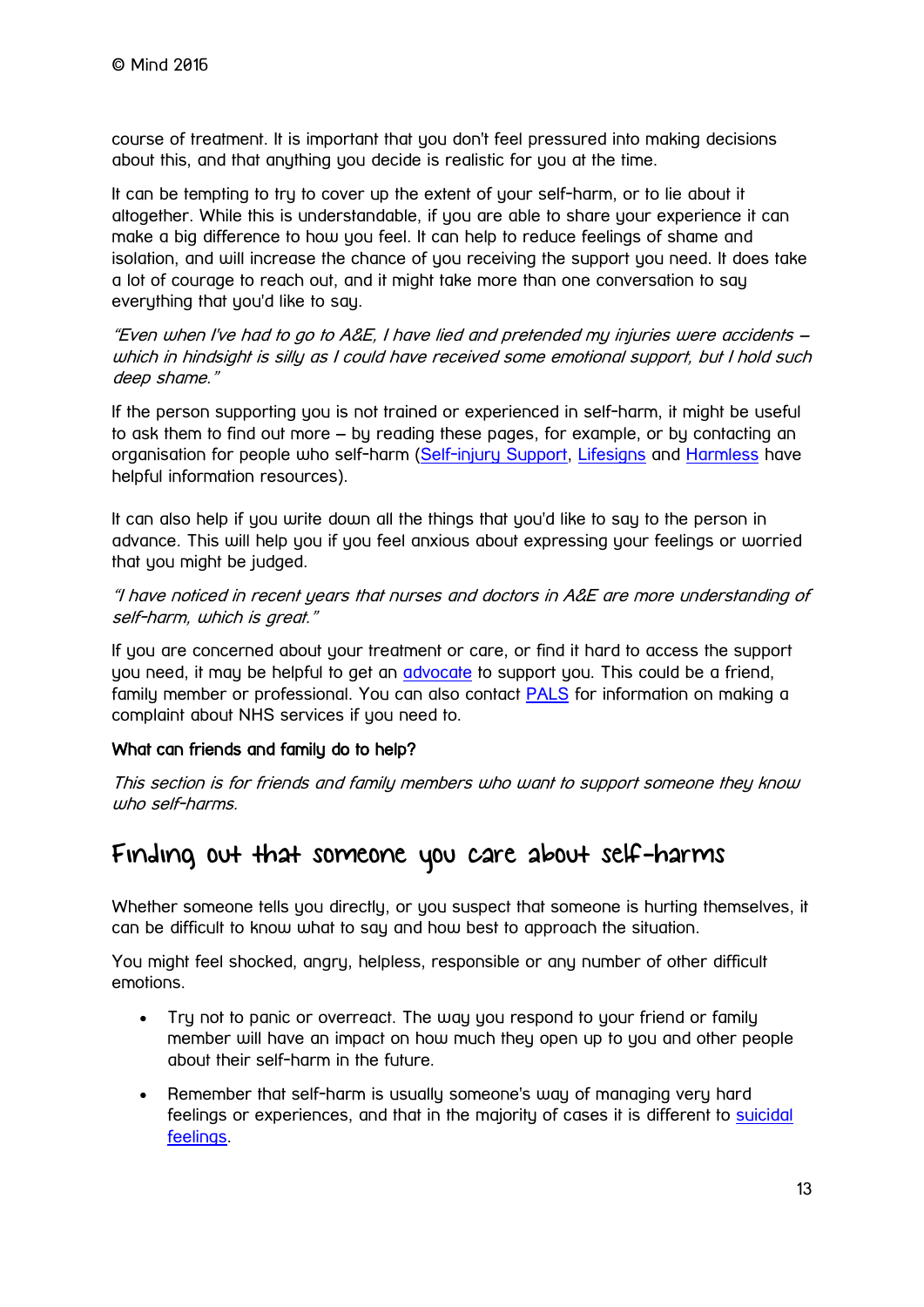course of treatment. It is important that you don't feel pressured into making decisions about this, and that anything you decide is realistic for you at the time.

It can be tempting to try to cover up the extent of your self-harm, or to lie about it altogether. While this is understandable, if you are able to share your experience it can make a big difference to how you feel. It can help to reduce feelings of shame and isolation, and will increase the chance of you receiving the support you need. It does take a lot of courage to reach out, and it might take more than one conversation to say everything that you'd like to say.

*"Even when I've had to go to A&E, I have lied and pretended my injuries were accidents – which in hindsight is silly as I could have received some emotional support, but I hold such deep shame."*

If the person supporting you is not trained or experienced in self-harm, it might be useful to ask them to find out more – by reading these pages, for example, or by contacting an organisation for people who self-harm (Self-injury Support, Lifesigns and Harmless have helpful information resources).

It can also help if you write down all the things that you'd like to say to the person in advance. This will help you if you feel anxious about expressing your feelings or worried that you might be judged.

*"I have noticed in recent years that nurses and doctors in A&E are more understanding of self-harm, which is great."*

If you are concerned about your treatment or care, or find it hard to access the support you need, it may be helpful to get an advocate to support you. This could be a friend, family member or professional. You can also contact PALS for information on making a complaint about NHS services if you need to.

**What can friends and family do to help?**

*This section is for friends and family members who want to support someone they know who self-harms.*

## Finding out that someone you care about self-harms

Whether someone tells you directly, or you suspect that someone is hurting themselves, it can be difficult to know what to say and how best to approach the situation.

You might feel shocked, angry, helpless, responsible or any number of other difficult emotions.

- Try not to panic or overreact. The way you respond to your friend or family member will have an impact on how much they open up to you and other people about their self-harm in the future.
- Remember that self-harm is usually someone's way of managing very hard feelings or experiences, and that in the majority of cases it is different to suicidal feelings.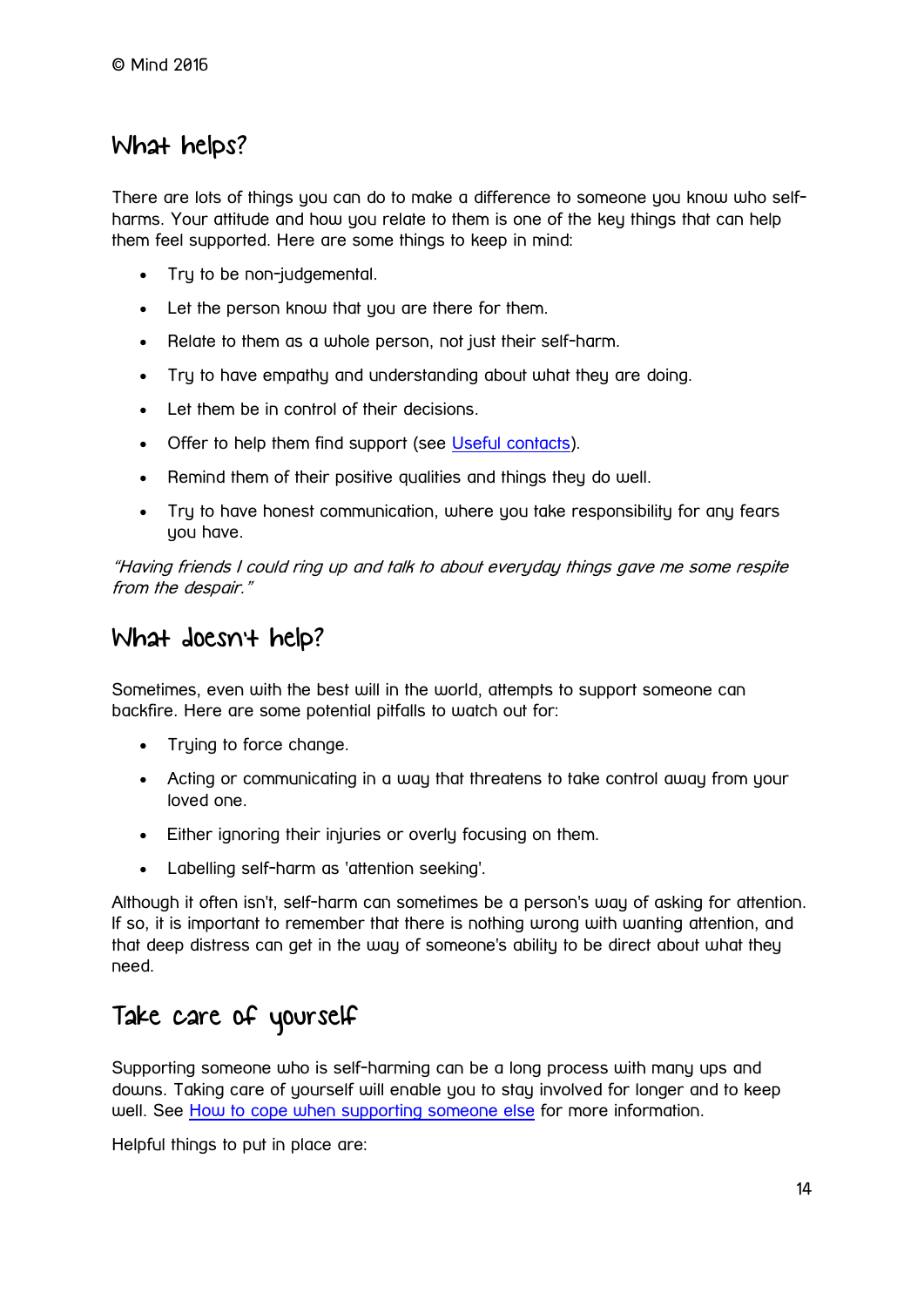## What helps?

There are lots of things you can do to make a difference to someone you know who self-harms. Your attitude and how you relate to them is one of the key things that can help them feel supported. Here are some things to keep in mind:

- Try to be non-judgemental.
- Let the person know that you are there for them.
- Relate to them as a whole person, not just their self-harm.
- Try to have empathy and understanding about what they are doing.
- Let them be in control of their decisions.
- Offer to help them find support (see Useful contacts).
- Remind them of their positive qualities and things they do well.
- Try to have honest communication, where you take responsibility for any fears you have.

*"Having friends I could ring up and talk to about everyday things gave me some respite from the despair."*

## What doesn't help?

Sometimes, even with the best will in the world, attempts to support someone can backfire. Here are some potential pitfalls to watch out for:

- Trying to force change.
- Acting or communicating in a way that threatens to take control away from your loved one.
- Either ignoring their injuries or overly focusing on them.
- Labelling self-harm as 'attention seeking'.

Although it often isn't, self-harm can sometimes be a person's way of asking for attention. If so, it is important to remember that there is nothing wrong with wanting attention, and that deep distress can get in the way of someone's ability to be direct about what they need.

## Take care of yourself

Supporting someone who is self-harming can be a long process with many ups and downs. Taking care of yourself will enable you to stay involved for longer and to keep well. See How to cope when supporting someone else for more information.

Helpful things to put in place are: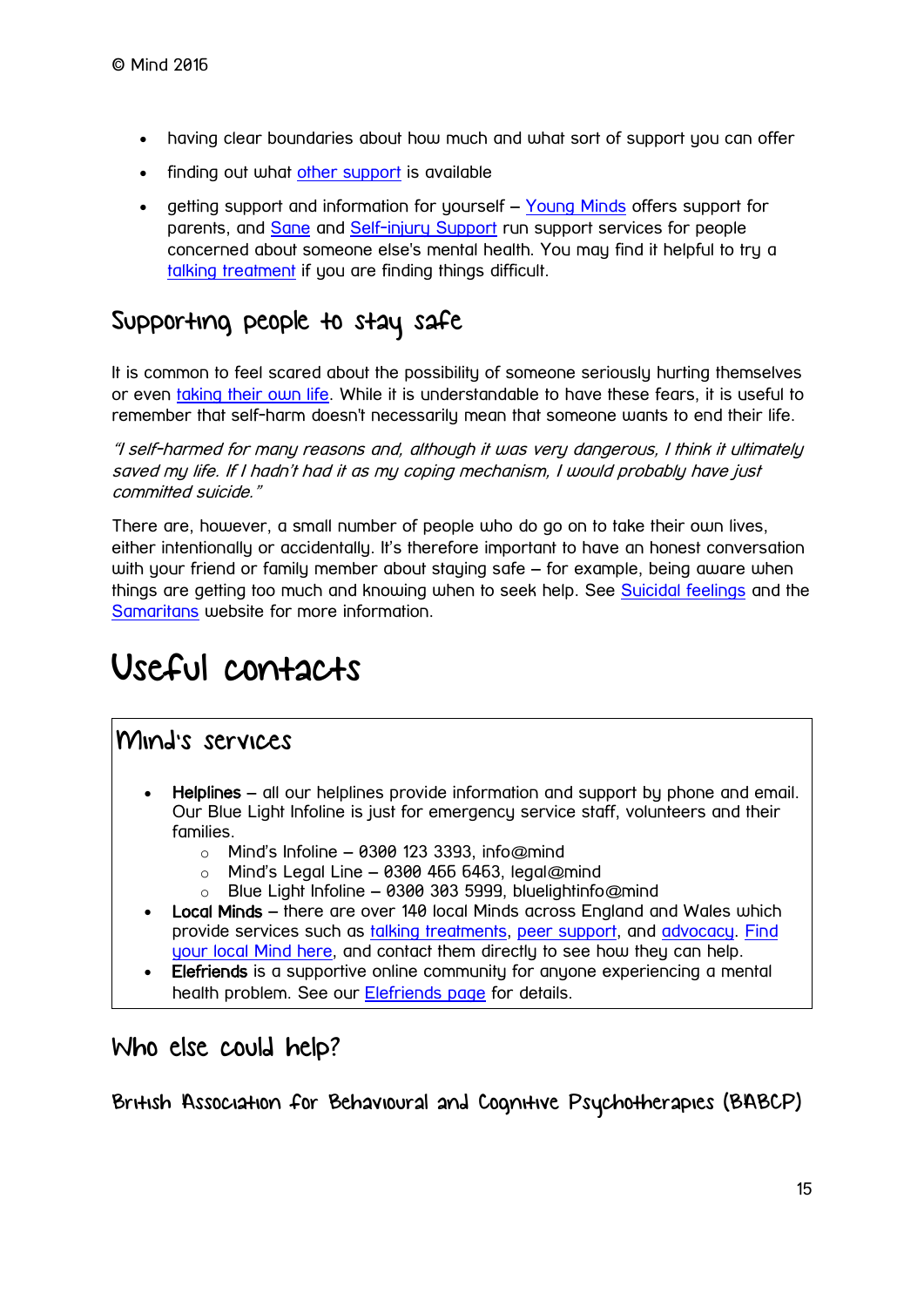- having clear boundaries about how much and what sort of support you can offer
- finding out what other support is available
- getting support and information for yourself – Young Minds offers support for parents, and Sane and Self-injury Support run support services for people concerned about someone else's mental health. You may find it helpful to try a talking treatment if you are finding things difficult.

## Supporting people to stay safe

It is common to feel scared about the possibility of someone seriously hurting themselves or even taking their own life. While it is understandable to have these fears, it is useful to remember that self-harm doesn't necessarily mean that someone wants to end their life.

*"I self-harmed for many reasons and, although it was very dangerous, I think it ultimately saved my life. If I hadn't had it as my coping mechanism, I would probably have just committed suicide."*

There are, however, a small number of people who do go on to take their own lives, either intentionally or accidentally. It's therefore important to have an honest conversation with your friend or family member about staying safe – for example, being aware when things are getting too much and knowing when to seek help. See Suicidal feelings and the Samaritans website for more information.

# Useful contacts

## Mind's services

- **Helplines** – all our helplines provide information and support by phone and email. Our Blue Light Infoline is just for emergency service staff, volunteers and their families.
  - Mind's Infoline – 0300 123 3393, info@mind
  - Mind's Legal Line – 0300 466 6463, legal@mind
  - Blue Light Infoline – 0300 303 5999, bluelightinfo@mind
- **Local Minds** – there are over 140 local Minds across England and Wales which provide services such as talking treatments, peer support, and advocacy. Find your local Mind here, and contact them directly to see how they can help.
- **Elefriends** is a supportive online community for anyone experiencing a mental health problem. See our Elefriends page for details.

## Who else could help?

### British Association for Behavioural and Cognitive Psychotherapies (BABCP)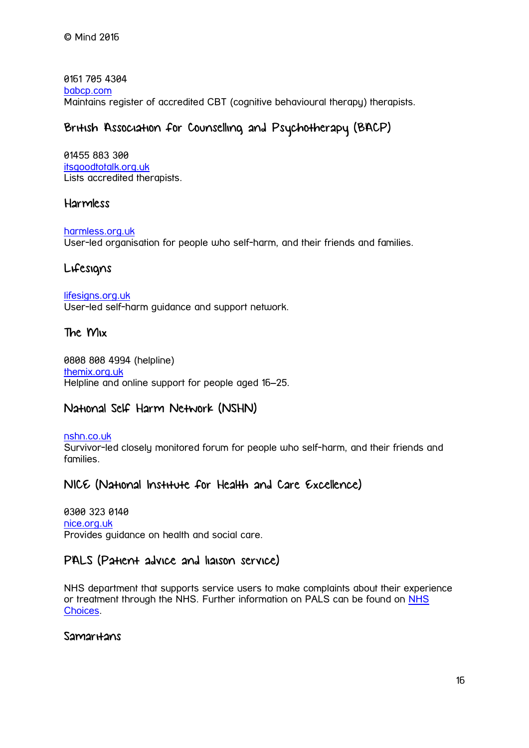0161 705 4304
babcp.com
Maintains register of accredited CBT (cognitive behavioural therapy) therapists.

## British Association for Counselling and Psychotherapy (BACP)

01455 883 300
itsgoodtotalk.org.uk
Lists accredited therapists.

## Harmless

harmless.org.uk
User-led organisation for people who self-harm, and their friends and families.

## Lifesigns

lifesigns.org.uk
User-led self-harm guidance and support network.

## The Mix

0808 808 4994 (helpline)
themix.org.uk
Helpline and online support for people aged 16–25.

## National Self Harm Network (NSHN)

nshn.co.uk
Survivor-led closely monitored forum for people who self-harm, and their friends and families.

## NICE (National Institute for Health and Care Excellence)

0300 323 0140
nice.org.uk
Provides guidance on health and social care.

## PALS (Patient advice and liaison service)

NHS department that supports service users to make complaints about their experience or treatment through the NHS. Further information on PALS can be found on NHS Choices.

## Samaritans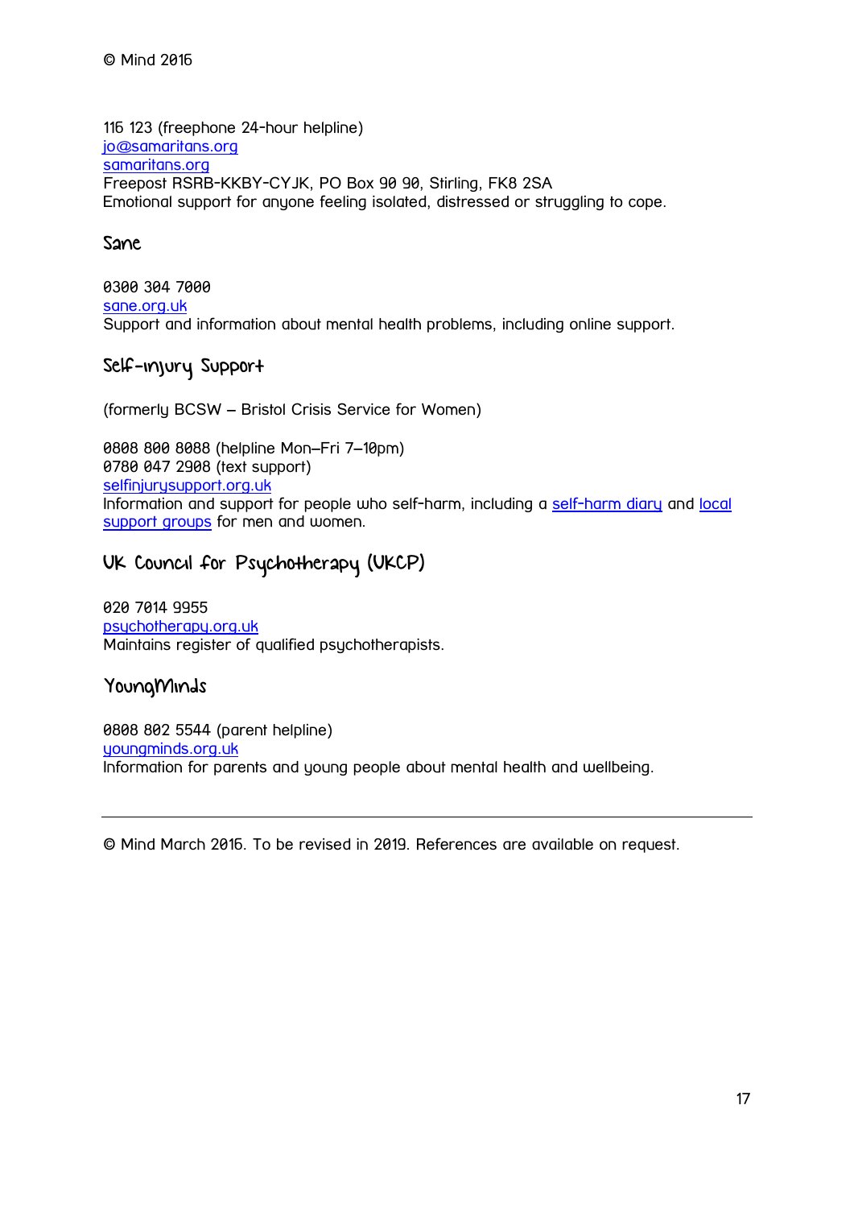116 123 (freephone 24-hour helpline)
jo@samaritans.org
samaritans.org
Freepost RSRB-KKBY-CYJK, PO Box 90 90, Stirling, FK8 2SA
Emotional support for anyone feeling isolated, distressed or struggling to cope.

### Sane

0300 304 7000
sane.org.uk
Support and information about mental health problems, including online support.

### Self-injury Support

(formerly BCSW – Bristol Crisis Service for Women)

0808 800 8088 (helpline Mon–Fri 7–10pm)
0780 047 2908 (text support)
selfinjurysupport.org.uk
Information and support for people who self-harm, including a self-harm diary and local support groups for men and women.

### UK Council for Psychotherapy (UKCP)

020 7014 9955
psychotherapy.org.uk
Maintains register of qualified psychotherapists.

### YoungMinds

0808 802 5544 (parent helpline)
youngminds.org.uk
Information for parents and young people about mental health and wellbeing.

---

© Mind March 2016. To be revised in 2019. References are available on request.